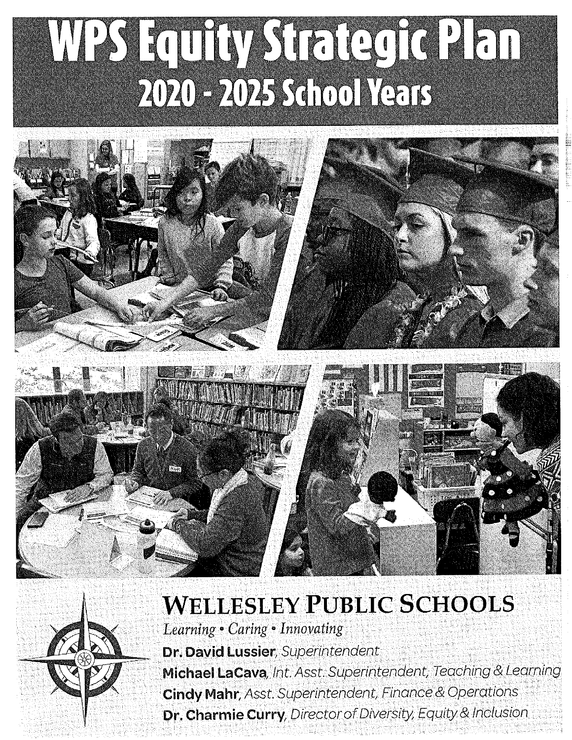# WPS Equity Strategic Plan

## 2020 - 2025 School Years

## WELLESLEY PUBLIC SCHOOLS

*Learning • Caring • Innovating*

**Dr. David Lussier**, *Superintendent*

**Michael LaCava**, *Int. Asst. Superintendent, Teaching & Learning*

**Cindy Mahr**, *Asst. Superintendent, Finance & Operations*

**Dr. Charmie Curry**, *Director of Diversity, Equity & Inclusion*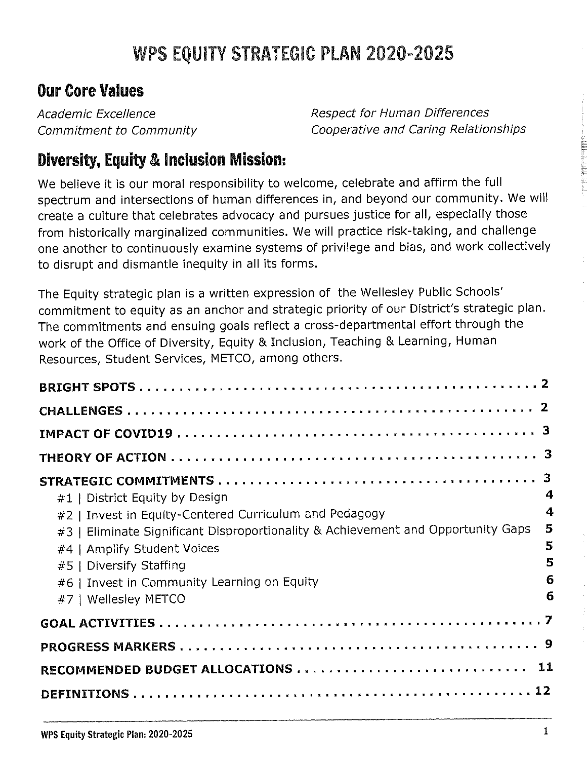# WPS EQUITY STRATEGIC PLAN 2020-2025

## Our Core Values

*Academic Excellence*
*Commitment to Community*
*Respect for Human Differences*
*Cooperative and Caring Relationships*

## Diversity, Equity & Inclusion Mission:

We believe it is our moral responsibility to welcome, celebrate and affirm the full spectrum and intersections of human differences in, and beyond our community. We will create a culture that celebrates advocacy and pursues justice for all, especially those from historically marginalized communities. We will practice risk-taking, and challenge one another to continuously examine systems of privilege and bias, and work collectively to disrupt and dismantle inequity in all its forms.

The Equity strategic plan is a written expression of the Wellesley Public Schools' commitment to equity as an anchor and strategic priority of our District's strategic plan. The commitments and ensuing goals reflect a cross-departmental effort through the work of the Office of Diversity, Equity & Inclusion, Teaching & Learning, Human Resources, Student Services, METCO, among others.

**BRIGHT SPOTS** . . . . . . . . . . . . . . . . . . . . . . . . . . . . . . . . . . . . . . . . . . . . . . . 2

**CHALLENGES** . . . . . . . . . . . . . . . . . . . . . . . . . . . . . . . . . . . . . . . . . . . . . . . 2

**IMPACT OF COVID19** . . . . . . . . . . . . . . . . . . . . . . . . . . . . . . . . . . . . . . . . . 3

**THEORY OF ACTION** . . . . . . . . . . . . . . . . . . . . . . . . . . . . . . . . . . . . . . . . . 3

**STRATEGIC COMMITMENTS** . . . . . . . . . . . . . . . . . . . . . . . . . . . . . . . . . . . . 3

- #1 | District Equity by Design 4
- #2 | Invest in Equity-Centered Curriculum and Pedagogy 4
- #3 | Eliminate Significant Disproportionality & Achievement and Opportunity Gaps 5
- #4 | Amplify Student Voices 5
- #5 | Diversify Staffing 5
- #6 | Invest in Community Learning on Equity 6
- #7 | Wellesley METCO 6

**GOAL ACTIVITIES** . . . . . . . . . . . . . . . . . . . . . . . . . . . . . . . . . . . . . . . . . . 7

**PROGRESS MARKERS** . . . . . . . . . . . . . . . . . . . . . . . . . . . . . . . . . . . . . . . . 9

**RECOMMENDED BUDGET ALLOCATIONS** . . . . . . . . . . . . . . . . . . . . . . . . 11

**DEFINITIONS** . . . . . . . . . . . . . . . . . . . . . . . . . . . . . . . . . . . . . . . . . . . . . . 12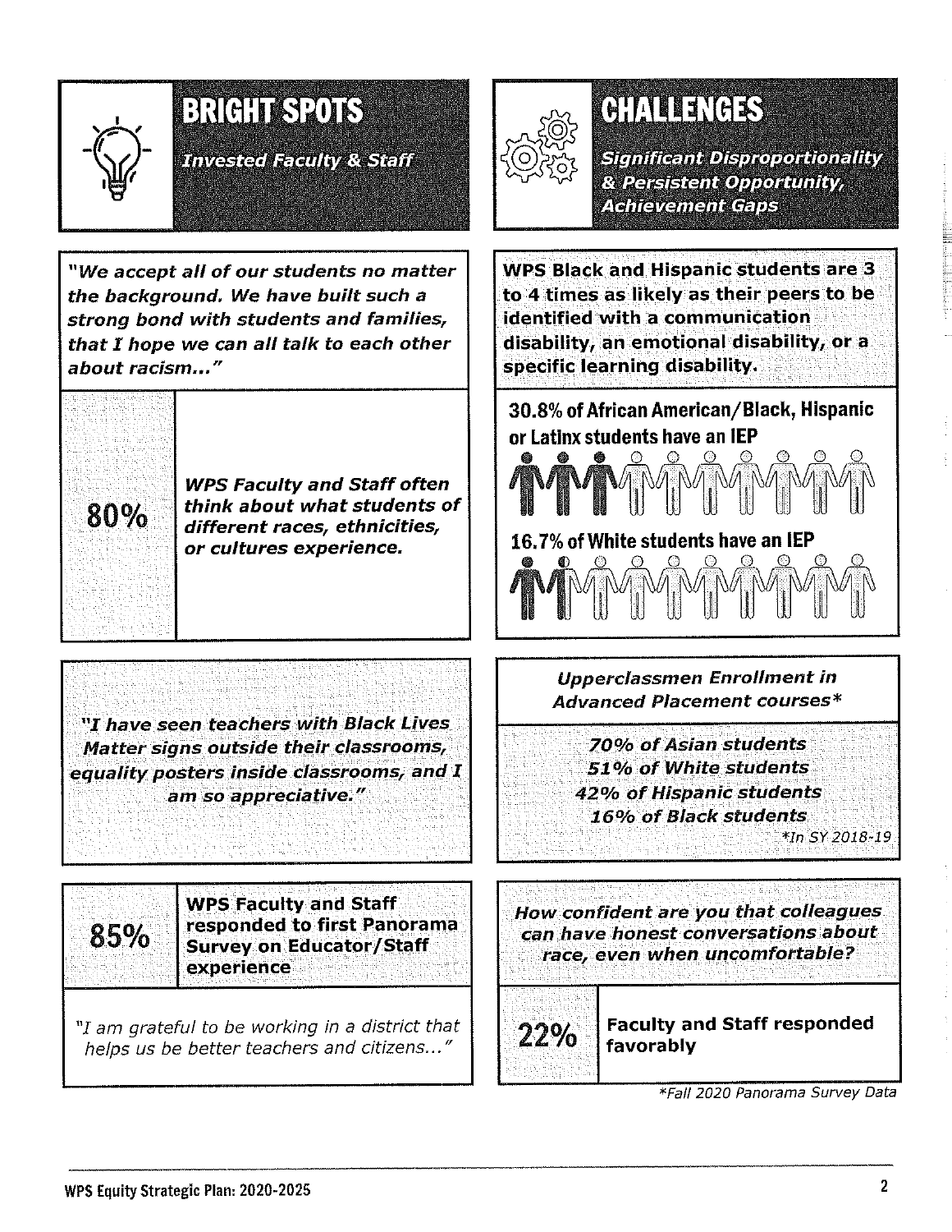## BRIGHT SPOTS

*Invested Faculty & Staff*

*"We accept all of our students no matter the background. We have built such a strong bond with students and families, that I hope we can all talk to each other about racism..."*

**80%** — ***WPS Faculty and Staff often think about what students of different races, ethnicities, or cultures experience.***

***"I have seen teachers with Black Lives Matter signs outside their classrooms, equality posters inside classrooms, and I am so appreciative."***

**85%** — **WPS Faculty and Staff responded to first Panorama Survey on Educator/Staff experience**

*"I am grateful to be working in a district that helps us be better teachers and citizens..."*

## CHALLENGES

*Significant Disproportionality & Persistent Opportunity, Achievement Gaps*

**WPS Black and Hispanic students are 3 to 4 times as likely as their peers to be identified with a communication disability, an emotional disability, or a specific learning disability.**

**30.8% of African American/Black, Hispanic or Latinx students have an IEP**

**16.7% of White students have an IEP**

*Upperclassmen Enrollment in Advanced Placement courses**

*70% of Asian students*
*51% of White students*
*42% of Hispanic students*
*16% of Black students*

**In SY 2018-19*

*How confident are you that colleagues can have honest conversations about race, even when uncomfortable?*

**22%** — **Faculty and Staff responded favorably**

**Fall 2020 Panorama Survey Data*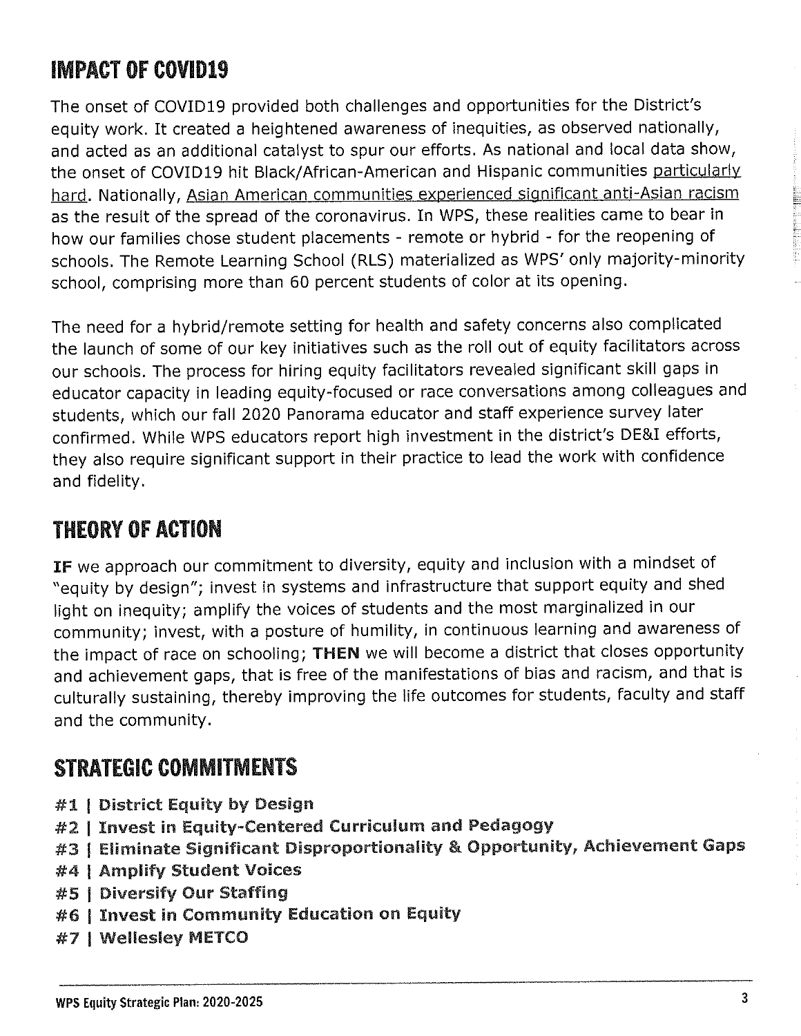## IMPACT OF COVID19

The onset of COVID19 provided both challenges and opportunities for the District's equity work. It created a heightened awareness of inequities, as observed nationally, and acted as an additional catalyst to spur our efforts. As national and local data show, the onset of COVID19 hit Black/African-American and Hispanic communities particularly hard. Nationally, Asian American communities experienced significant anti-Asian racism as the result of the spread of the coronavirus. In WPS, these realities came to bear in how our families chose student placements - remote or hybrid - for the reopening of schools. The Remote Learning School (RLS) materialized as WPS' only majority-minority school, comprising more than 60 percent students of color at its opening.

The need for a hybrid/remote setting for health and safety concerns also complicated the launch of some of our key initiatives such as the roll out of equity facilitators across our schools. The process for hiring equity facilitators revealed significant skill gaps in educator capacity in leading equity-focused or race conversations among colleagues and students, which our fall 2020 Panorama educator and staff experience survey later confirmed. While WPS educators report high investment in the district's DE&I efforts, they also require significant support in their practice to lead the work with confidence and fidelity.

## THEORY OF ACTION

**IF** we approach our commitment to diversity, equity and inclusion with a mindset of "equity by design"; invest in systems and infrastructure that support equity and shed light on inequity; amplify the voices of students and the most marginalized in our community; invest, with a posture of humility, in continuous learning and awareness of the impact of race on schooling; **THEN** we will become a district that closes opportunity and achievement gaps, that is free of the manifestations of bias and racism, and that is culturally sustaining, thereby improving the life outcomes for students, faculty and staff and the community.

## STRATEGIC COMMITMENTS

**#1 | District Equity by Design**
**#2 | Invest in Equity-Centered Curriculum and Pedagogy**
**#3 | Eliminate Significant Disproportionality & Opportunity, Achievement Gaps**
**#4 | Amplify Student Voices**
**#5 | Diversify Our Staffing**
**#6 | Invest in Community Education on Equity**
**#7 | Wellesley METCO**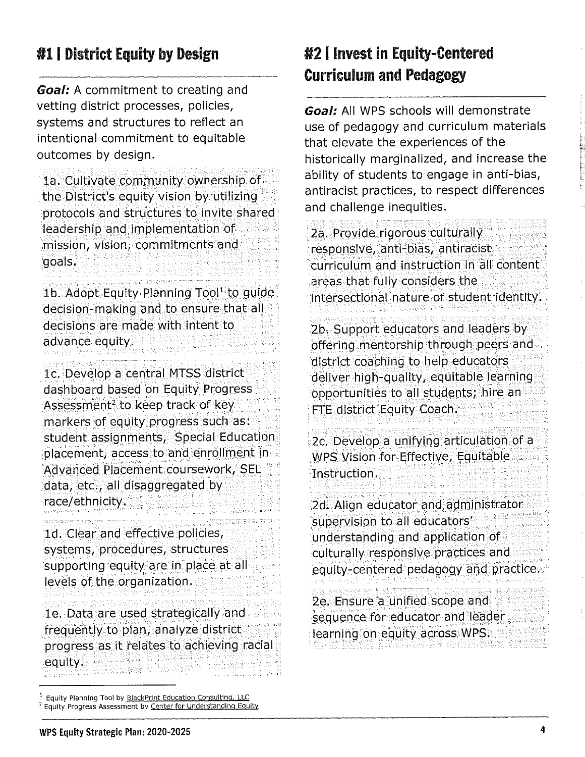## #1 | District Equity by Design

***Goal:*** A commitment to creating and vetting district processes, policies, systems and structures to reflect an intentional commitment to equitable outcomes by design.

1a. Cultivate community ownership of the District's equity vision by utilizing protocols and structures to invite shared leadership and implementation of mission, vision, commitments and goals.

1b. Adopt Equity Planning Tool[1] to guide decision-making and to ensure that all decisions are made with intent to advance equity.

1c. Develop a central MTSS district dashboard based on Equity Progress Assessment[2] to keep track of key markers of equity progress such as: student assignments, Special Education placement, access to and enrollment in Advanced Placement coursework, SEL data, etc., all disaggregated by race/ethnicity.

1d. Clear and effective policies, systems, procedures, structures supporting equity are in place at all levels of the organization.

1e. Data are used strategically and frequently to plan, analyze district progress as it relates to achieving racial equity.

## #2 | Invest in Equity-Centered Curriculum and Pedagogy

***Goal:*** All WPS schools will demonstrate use of pedagogy and curriculum materials that elevate the experiences of the historically marginalized, and increase the ability of students to engage in anti-bias, antiracist practices, to respect differences and challenge inequities.

2a. Provide rigorous culturally responsive, anti-bias, antiracist curriculum and instruction in all content areas that fully considers the intersectional nature of student identity.

2b. Support educators and leaders by offering mentorship through peers and district coaching to help educators deliver high-quality, equitable learning opportunities to all students; hire an FTE district Equity Coach.

2c. Develop a unifying articulation of a WPS Vision for Effective, Equitable Instruction.

2d. Align educator and administrator supervision to all educators' understanding and application of culturally responsive practices and equity-centered pedagogy and practice.

2e. Ensure a unified scope and sequence for educator and leader learning on equity across WPS.

---

[1] Equity Planning Tool by BlackPrint Education Consulting, LLC
[2] Equity Progress Assessment by Center for Understanding Equity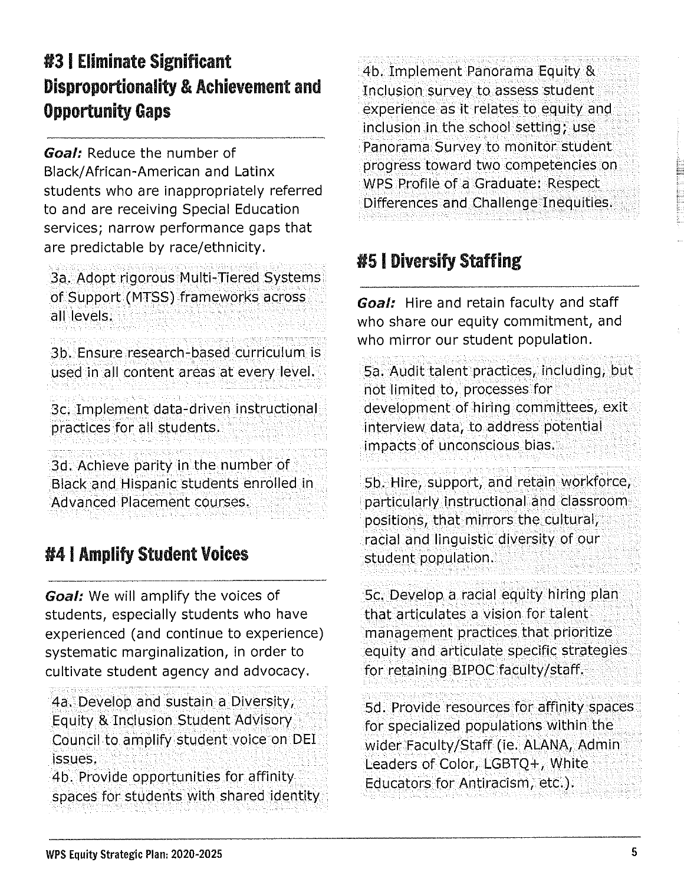## #3 | Eliminate Significant Disproportionality & Achievement and Opportunity Gaps

***Goal:*** Reduce the number of Black/African-American and Latinx students who are inappropriately referred to and are receiving Special Education services; narrow performance gaps that are predictable by race/ethnicity.

3a. Adopt rigorous Multi-Tiered Systems of Support (MTSS) frameworks across all levels.

3b. Ensure research-based curriculum is used in all content areas at every level.

3c. Implement data-driven instructional practices for all students.

3d. Achieve parity in the number of Black and Hispanic students enrolled in Advanced Placement courses.

## #4 | Amplify Student Voices

***Goal:*** We will amplify the voices of students, especially students who have experienced (and continue to experience) systematic marginalization, in order to cultivate student agency and advocacy.

4a. Develop and sustain a Diversity, Equity & Inclusion Student Advisory Council to amplify student voice on DEI issues.
4b. Provide opportunities for affinity spaces for students with shared identity

4b. Implement Panorama Equity & Inclusion survey to assess student experience as it relates to equity and inclusion in the school setting; use Panorama Survey to monitor student progress toward two competencies on WPS Profile of a Graduate: Respect Differences and Challenge Inequities.

## #5 | Diversify Staffing

***Goal:*** Hire and retain faculty and staff who share our equity commitment, and who mirror our student population.

5a. Audit talent practices, including, but not limited to, processes for development of hiring committees, exit interview data, to address potential impacts of unconscious bias.

5b. Hire, support, and retain workforce, particularly instructional and classroom positions, that mirrors the cultural, racial and linguistic diversity of our student population.

5c. Develop a racial equity hiring plan that articulates a vision for talent management practices that prioritize equity and articulate specific strategies for retaining BIPOC faculty/staff.

5d. Provide resources for affinity spaces for specialized populations within the wider Faculty/Staff (ie. ALANA, Admin Leaders of Color, LGBTQ+, White Educators for Antiracism, etc.).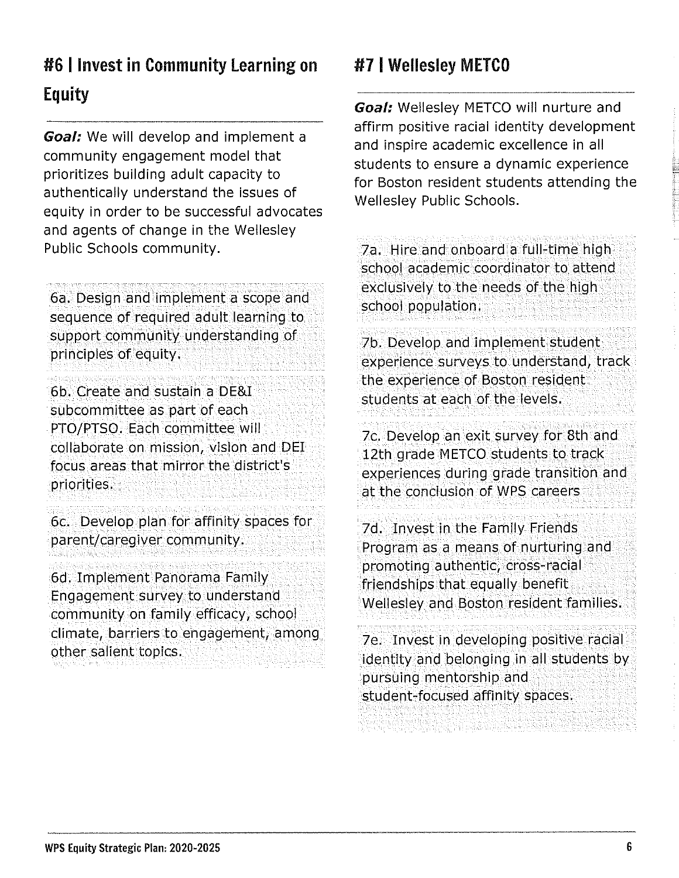## #6 | Invest in Community Learning on Equity

***Goal:*** We will develop and implement a community engagement model that prioritizes building adult capacity to authentically understand the issues of equity in order to be successful advocates and agents of change in the Wellesley Public Schools community.

6a. Design and implement a scope and sequence of required adult learning to support community understanding of principles of equity.

6b. Create and sustain a DE&I subcommittee as part of each PTO/PTSO. Each committee will collaborate on mission, vision and DEI focus areas that mirror the district's priorities.

6c. Develop plan for affinity spaces for parent/caregiver community.

6d. Implement Panorama Family Engagement survey to understand community on family efficacy, school climate, barriers to engagement, among other salient topics.

## #7 | Wellesley METCO

***Goal:*** Wellesley METCO will nurture and affirm positive racial identity development and inspire academic excellence in all students to ensure a dynamic experience for Boston resident students attending the Wellesley Public Schools.

7a. Hire and onboard a full-time high school academic coordinator to attend exclusively to the needs of the high school population.

7b. Develop and implement student experience surveys to understand, track the experience of Boston resident students at each of the levels.

7c. Develop an exit survey for 8th and 12th grade METCO students to track experiences during grade transition and at the conclusion of WPS careers

7d. Invest in the Family Friends Program as a means of nurturing and promoting authentic, cross-racial friendships that equally benefit Wellesley and Boston resident families.

7e. Invest in developing positive racial identity and belonging in all students by pursuing mentorship and student-focused affinity spaces.